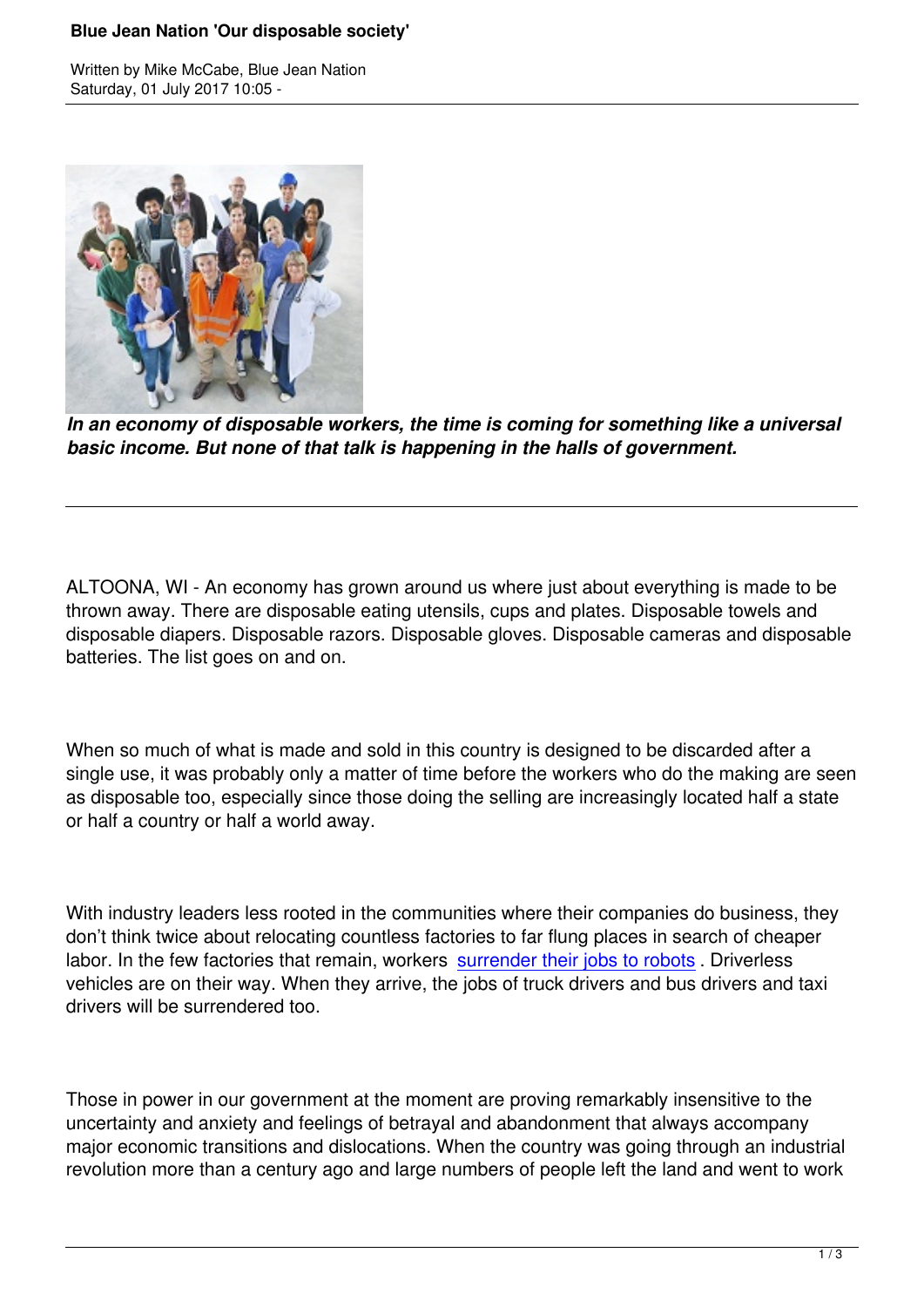*In an economy of disposable workers, the time is coming for something like a universal basic income. But none of that talk is happening in the halls of government.*

ALTOONA, WI - An economy has grown around us where just about everything is made to be thrown away. There are disposable eating utensils, cups and plates. Disposable towels and disposable diapers. Disposable razors. Disposable gloves. Disposable cameras and disposable batteries. The list goes on and on.

When so much of what is made and sold in this country is designed to be discarded after a single use, it was probably only a matter of time before the workers who do the making are seen as disposable too, especially since those doing the selling are increasingly located half a state or half a country or half a world away.

With industry leaders less rooted in the communities where their companies do business, they don't think twice about relocating countless factories to far flung places in search of cheaper labor. In the few factories that remain, workers surrender their jobs to robots . Driverless vehicles are on their way. When they arrive, the jobs of truck drivers and bus drivers and taxi drivers will be surrendered too.

Those in power in our government at the moment are proving remarkably insensitive to the uncertainty and anxiety and feelings of betrayal and abandonment that always accompany major economic transitions and dislocations. When the country was going through an industrial revolution more than a century ago and large numbers of people left the land and went to work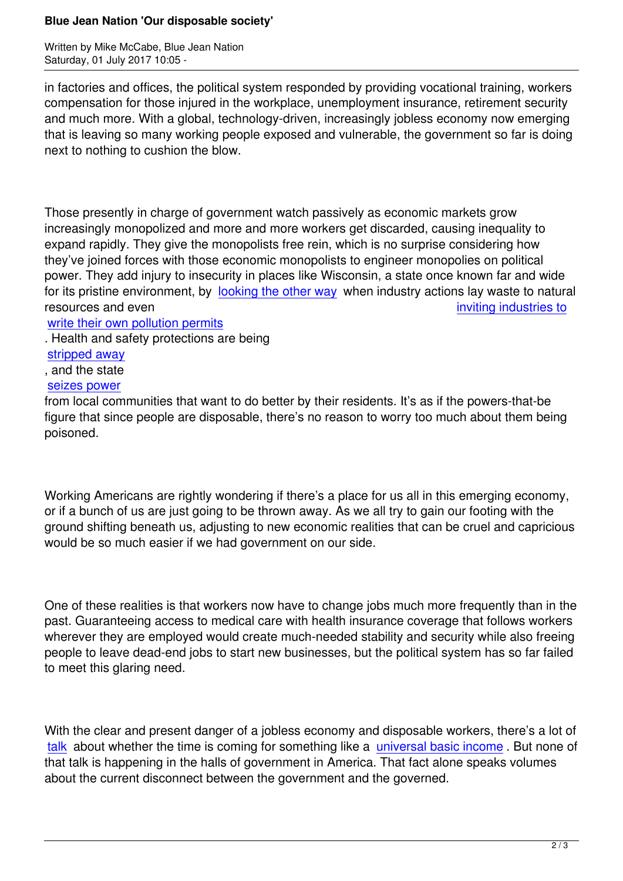in factories and offices, the political system responded by providing vocational training, workers compensation for those injured in the workplace, unemployment insurance, retirement security and much more. With a global, technology-driven, increasingly jobless economy now emerging that is leaving so many working people exposed and vulnerable, the government so far is doing next to nothing to cushion the blow.

Those presently in charge of government watch passively as economic markets grow increasingly monopolized and more and more workers get discarded, causing inequality to expand rapidly. They give the monopolists free rein, which is no surprise considering how they've joined forces with those economic monopolists to engineer monopolies on political power. They add injury to insecurity in places like Wisconsin, a state once known far and wide for its pristine environment, by looking the other way when industry actions lay waste to natural resources and even inviting industries to write their own pollution permits. Health and safety protections are being stripped away, and the state seizes power from local communities that want to do better by their residents. It's as if the powers-that-be figure that since people are disposable, there's no reason to worry too much about them being poisoned.

Working Americans are rightly wondering if there's a place for us all in this emerging economy, or if a bunch of us are just going to be thrown away. As we all try to gain our footing with the ground shifting beneath us, adjusting to new economic realities that can be cruel and capricious would be so much easier if we had government on our side.

One of these realities is that workers now have to change jobs much more frequently than in the past. Guaranteeing access to medical care with health insurance coverage that follows workers wherever they are employed would create much-needed stability and security while also freeing people to leave dead-end jobs to start new businesses, but the political system has so far failed to meet this glaring need.

With the clear and present danger of a jobless economy and disposable workers, there's a lot of talk about whether the time is coming for something like a universal basic income. But none of that talk is happening in the halls of government in America. That fact alone speaks volumes about the current disconnect between the government and the governed.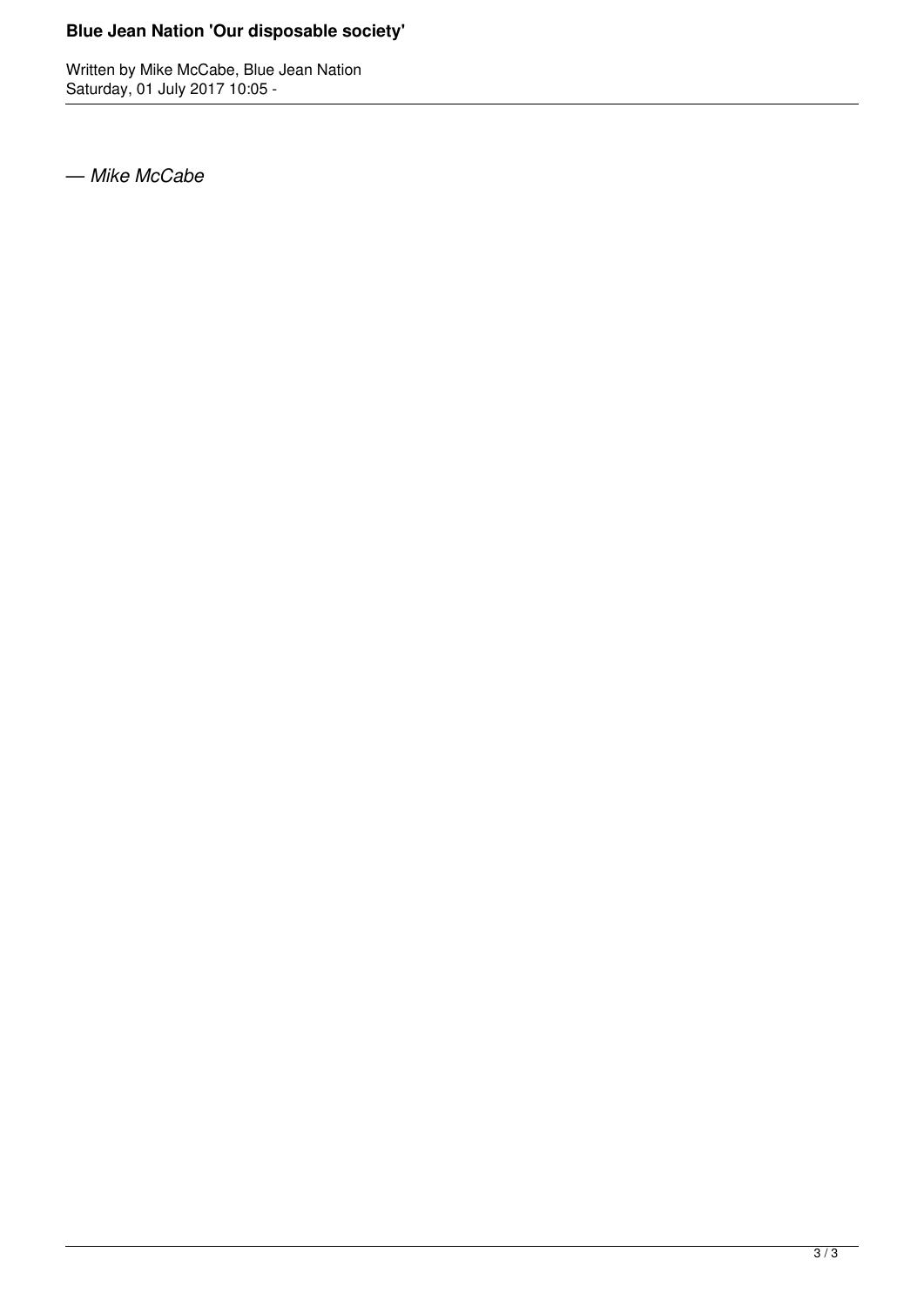*— Mike McCabe*